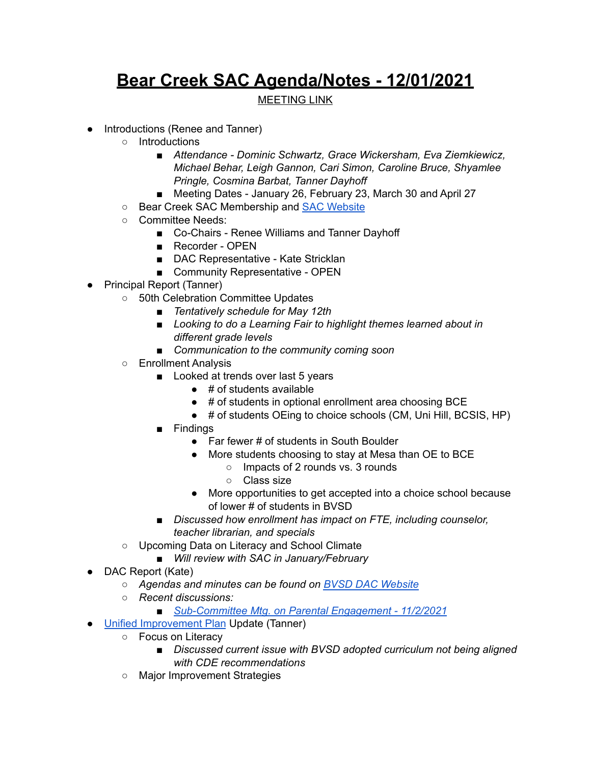# Bear Creek SAC Agenda/Notes - 12/01/2021

MEETING LINK

- Introductions (Renee and Tanner)
    - Introductions
        - *Attendance - Dominic Schwartz, Grace Wickersham, Eva Ziemkiewicz, Michael Behar, Leigh Gannon, Cari Simon, Caroline Bruce, Shyamlee Pringle, Cosmina Barbat, Tanner Dayhoff*
        - Meeting Dates - January 26, February 23, March 30 and April 27
    - Bear Creek SAC Membership and SAC Website
    - Committee Needs:
        - Co-Chairs - Renee Williams and Tanner Dayhoff
        - Recorder - OPEN
        - DAC Representative - Kate Stricklan
        - Community Representative - OPEN
- Principal Report (Tanner)
    - 50th Celebration Committee Updates
        - *Tentatively schedule for May 12th*
        - *Looking to do a Learning Fair to highlight themes learned about in different grade levels*
        - *Communication to the community coming soon*
    - Enrollment Analysis
        - Looked at trends over last 5 years
            - # of students available
            - # of students in optional enrollment area choosing BCE
            - # of students OEing to choice schools (CM, Uni Hill, BCSIS, HP)
        - Findings
            - Far fewer # of students in South Boulder
            - More students choosing to stay at Mesa than OE to BCE
                - Impacts of 2 rounds vs. 3 rounds
                - Class size
            - More opportunities to get accepted into a choice school because of lower # of students in BVSD
        - *Discussed how enrollment has impact on FTE, including counselor, teacher librarian, and specials*
    - Upcoming Data on Literacy and School Climate
        - *Will review with SAC in January/February*
- DAC Report (Kate)
    - *Agendas and minutes can be found on BVSD DAC Website*
    - *Recent discussions:*
        - *Sub-Committee Mtg. on Parental Engagement - 11/2/2021*
- Unified Improvement Plan Update (Tanner)
    - Focus on Literacy
        - *Discussed current issue with BVSD adopted curriculum not being aligned with CDE recommendations*
    - Major Improvement Strategies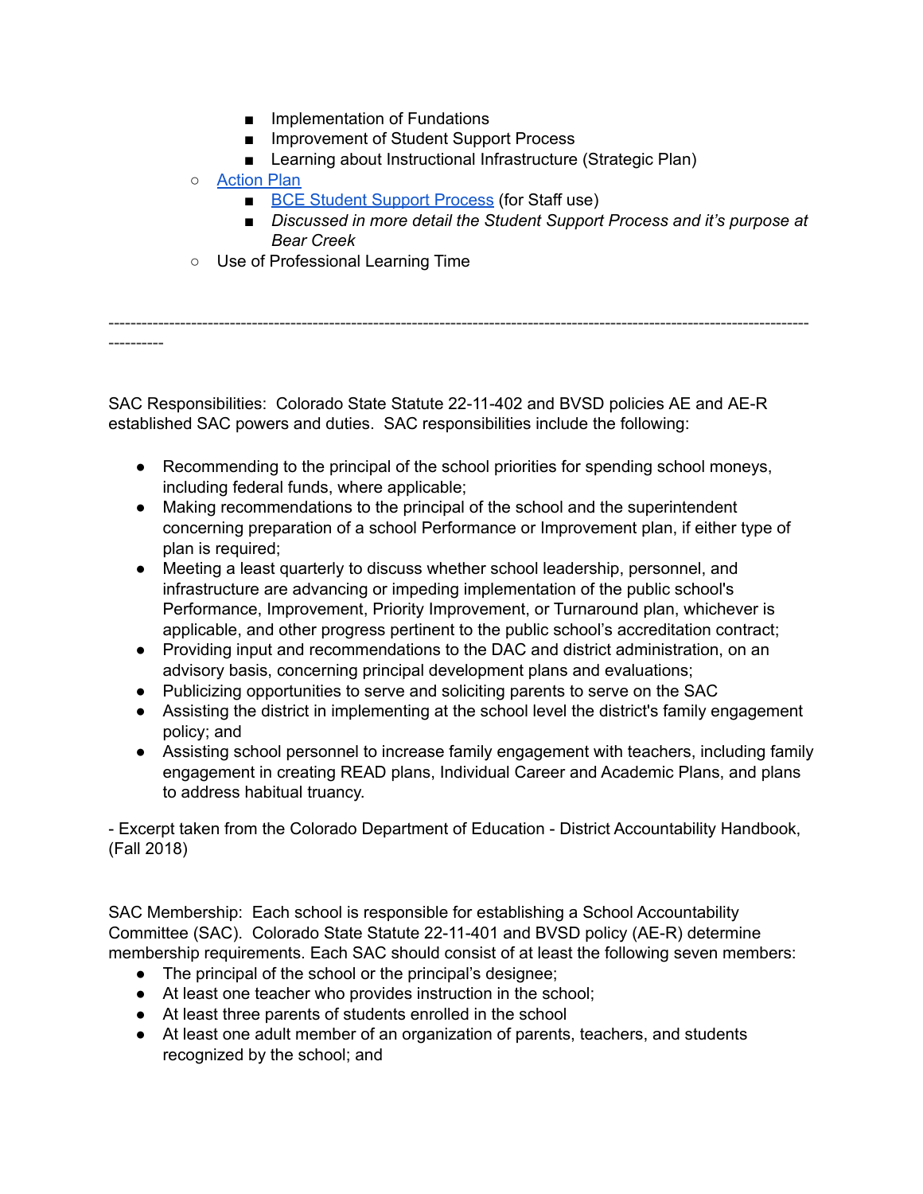- Implementation of Fundations
        - Improvement of Student Support Process
        - Learning about Instructional Infrastructure (Strategic Plan)
    - Action Plan
        - BCE Student Support Process (for Staff use)
        - *Discussed in more detail the Student Support Process and it's purpose at Bear Creek*
    - Use of Professional Learning Time

---

SAC Responsibilities: Colorado State Statute 22-11-402 and BVSD policies AE and AE-R established SAC powers and duties. SAC responsibilities include the following:

- Recommending to the principal of the school priorities for spending school moneys, including federal funds, where applicable;
- Making recommendations to the principal of the school and the superintendent concerning preparation of a school Performance or Improvement plan, if either type of plan is required;
- Meeting a least quarterly to discuss whether school leadership, personnel, and infrastructure are advancing or impeding implementation of the public school's Performance, Improvement, Priority Improvement, or Turnaround plan, whichever is applicable, and other progress pertinent to the public school's accreditation contract;
- Providing input and recommendations to the DAC and district administration, on an advisory basis, concerning principal development plans and evaluations;
- Publicizing opportunities to serve and soliciting parents to serve on the SAC
- Assisting the district in implementing at the school level the district's family engagement policy; and
- Assisting school personnel to increase family engagement with teachers, including family engagement in creating READ plans, Individual Career and Academic Plans, and plans to address habitual truancy.

- Excerpt taken from the Colorado Department of Education - District Accountability Handbook, (Fall 2018)

SAC Membership: Each school is responsible for establishing a School Accountability Committee (SAC). Colorado State Statute 22-11-401 and BVSD policy (AE-R) determine membership requirements. Each SAC should consist of at least the following seven members:

- The principal of the school or the principal's designee;
- At least one teacher who provides instruction in the school;
- At least three parents of students enrolled in the school
- At least one adult member of an organization of parents, teachers, and students recognized by the school; and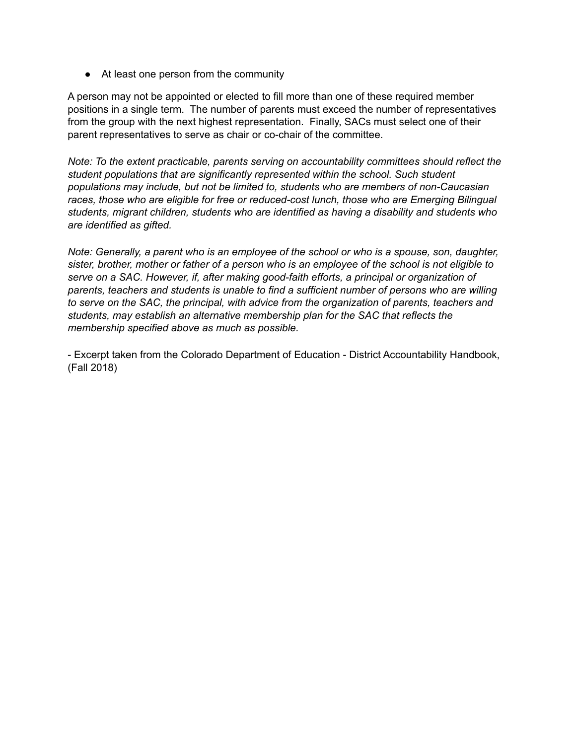- At least one person from the community

A person may not be appointed or elected to fill more than one of these required member positions in a single term. The number of parents must exceed the number of representatives from the group with the next highest representation. Finally, SACs must select one of their parent representatives to serve as chair or co-chair of the committee.

*Note: To the extent practicable, parents serving on accountability committees should reflect the student populations that are significantly represented within the school. Such student populations may include, but not be limited to, students who are members of non-Caucasian races, those who are eligible for free or reduced-cost lunch, those who are Emerging Bilingual students, migrant children, students who are identified as having a disability and students who are identified as gifted.*

*Note: Generally, a parent who is an employee of the school or who is a spouse, son, daughter, sister, brother, mother or father of a person who is an employee of the school is not eligible to serve on a SAC. However, if, after making good-faith efforts, a principal or organization of parents, teachers and students is unable to find a sufficient number of persons who are willing to serve on the SAC, the principal, with advice from the organization of parents, teachers and students, may establish an alternative membership plan for the SAC that reflects the membership specified above as much as possible.*

- Excerpt taken from the Colorado Department of Education - District Accountability Handbook, (Fall 2018)